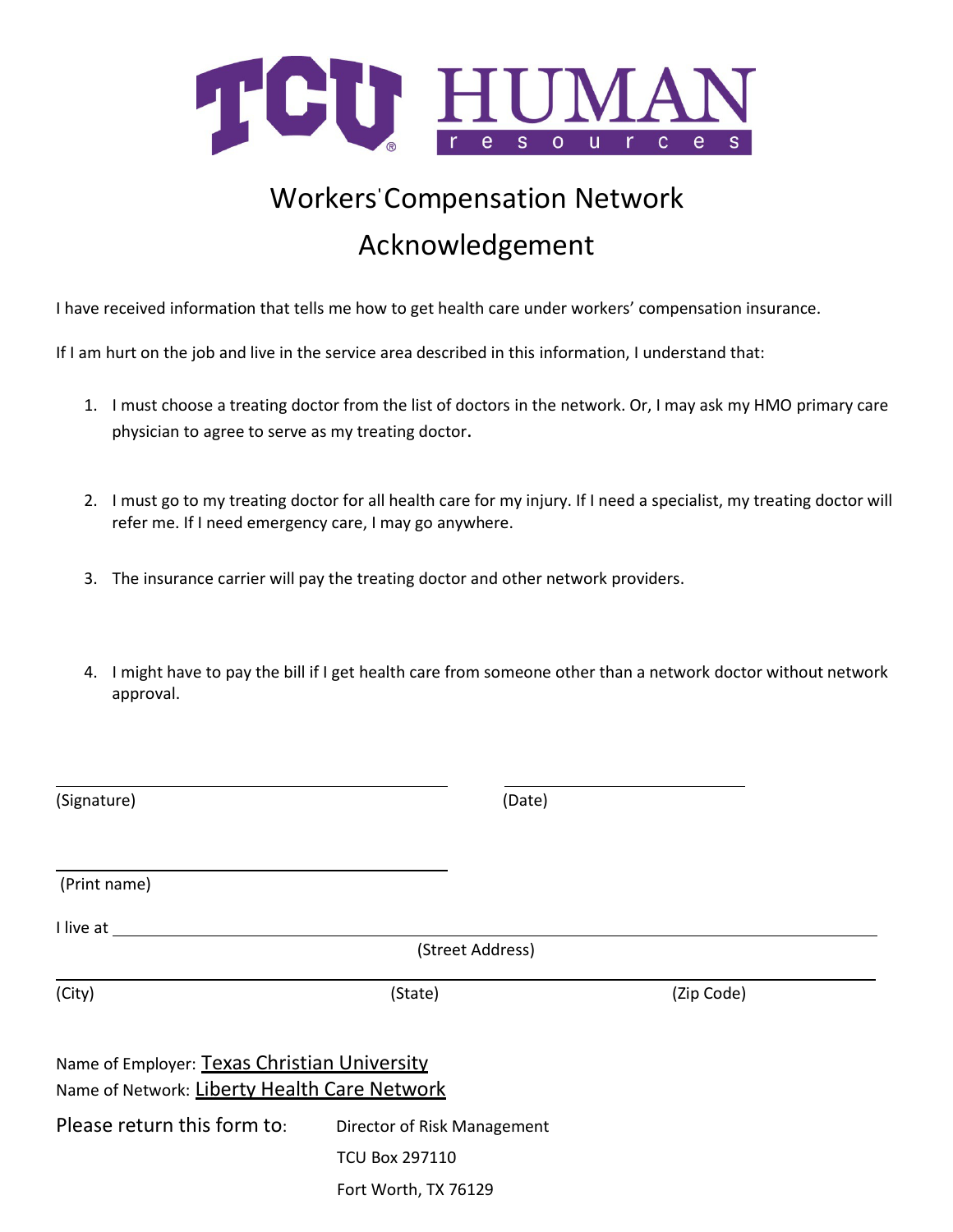TCU HUMAN resources

# Workers' Compensation Network Acknowledgement

I have received information that tells me how to get health care under workers' compensation insurance.

If I am hurt on the job and live in the service area described in this information, I understand that:

1. I must choose a treating doctor from the list of doctors in the network. Or, I may ask my HMO primary care physician to agree to serve as my treating doctor.

2. I must go to my treating doctor for all health care for my injury. If I need a specialist, my treating doctor will refer me. If I need emergency care, I may go anywhere.

3. The insurance carrier will pay the treating doctor and other network providers.

4. I might have to pay the bill if I get health care from someone other than a network doctor without network approval.

\_\_\_\_\_\_\_\_\_\_\_\_\_\_\_\_\_\_\_\_\_\_\_\_\_\_\_\_\_\_ (Signature)

\_\_\_\_\_\_\_\_\_\_\_\_\_\_\_\_\_\_\_\_ (Date)

\_\_\_\_\_\_\_\_\_\_\_\_\_\_\_\_\_\_\_\_\_\_\_\_\_\_\_\_\_\_ (Print name)

I live at \_\_\_\_\_\_\_\_\_\_\_\_\_\_\_\_\_\_\_\_\_\_\_\_\_\_\_\_\_\_\_\_\_\_\_\_\_\_\_\_ (Street Address)

\_\_\_\_\_\_\_\_\_\_\_\_\_\_\_\_\_\_\_\_\_\_\_\_\_\_\_\_\_\_\_\_\_\_\_\_\_\_\_\_\_\_\_\_\_\_\_\_\_\_\_\_\_\_\_\_

(City) (State) (Zip Code)

Name of Employer: Texas Christian University

Name of Network: Liberty Health Care Network

Please return this form to:

Director of Risk Management
TCU Box 297110
Fort Worth, TX 76129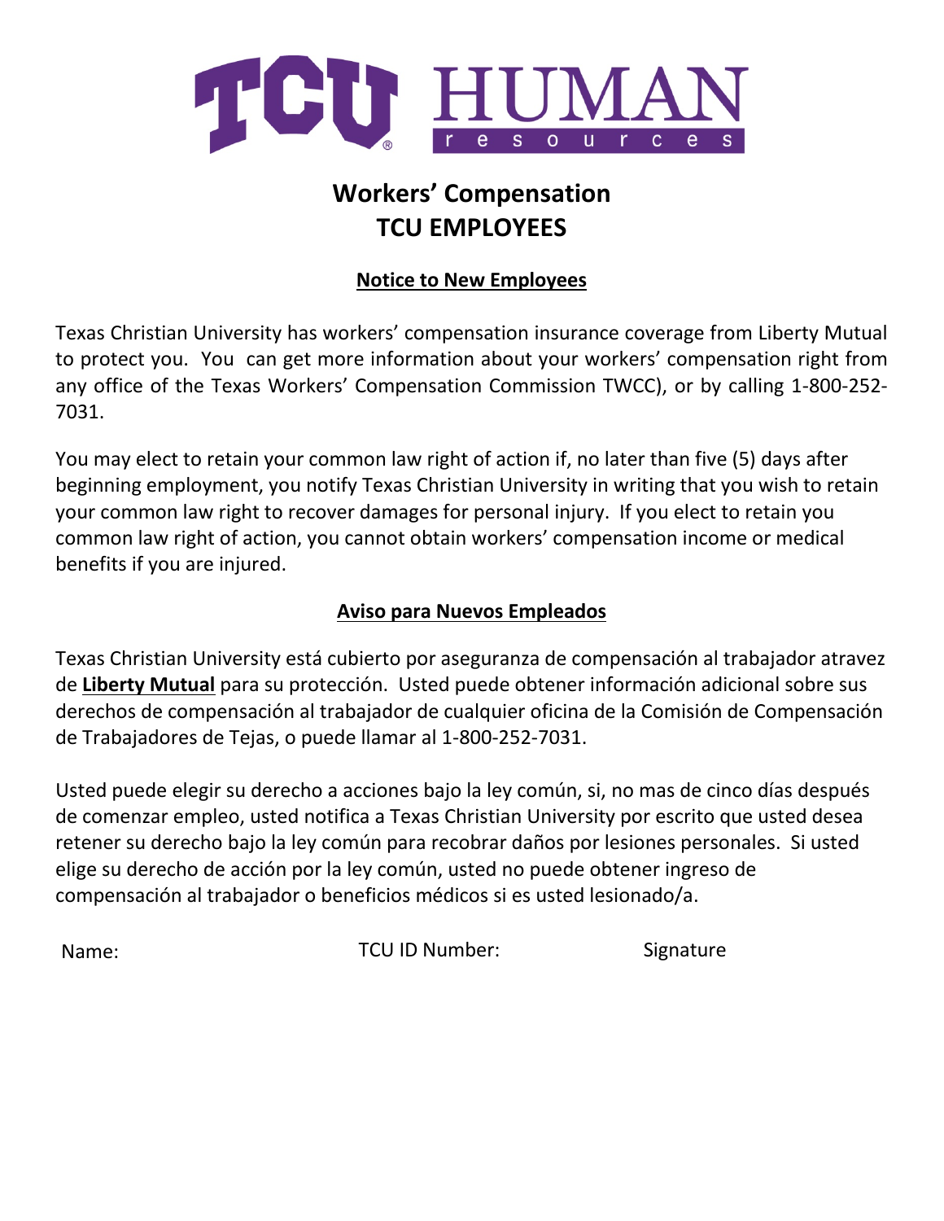**TCU HUMAN resources**

# Workers' Compensation
# TCU EMPLOYEES

## Notice to New Employees

Texas Christian University has workers' compensation insurance coverage from Liberty Mutual to protect you. You can get more information about your workers' compensation right from any office of the Texas Workers' Compensation Commission TWCC), or by calling 1-800-252-7031.

You may elect to retain your common law right of action if, no later than five (5) days after beginning employment, you notify Texas Christian University in writing that you wish to retain your common law right to recover damages for personal injury. If you elect to retain you common law right of action, you cannot obtain workers' compensation income or medical benefits if you are injured.

## Aviso para Nuevos Empleados

Texas Christian University está cubierto por aseguranza de compensación al trabajador atravez de **Liberty Mutual** para su protección. Usted puede obtener información adicional sobre sus derechos de compensación al trabajador de cualquier oficina de la Comisión de Compensación de Trabajadores de Tejas, o puede llamar al 1-800-252-7031.

Usted puede elegir su derecho a acciones bajo la ley común, si, no mas de cinco días después de comenzar empleo, usted notifica a Texas Christian University por escrito que usted desea retener su derecho bajo la ley común para recobrar daños por lesiones personales. Si usted elige su derecho de acción por la ley común, usted no puede obtener ingreso de compensación al trabajador o beneficios médicos si es usted lesionado/a.

Name: TCU ID Number: Signature